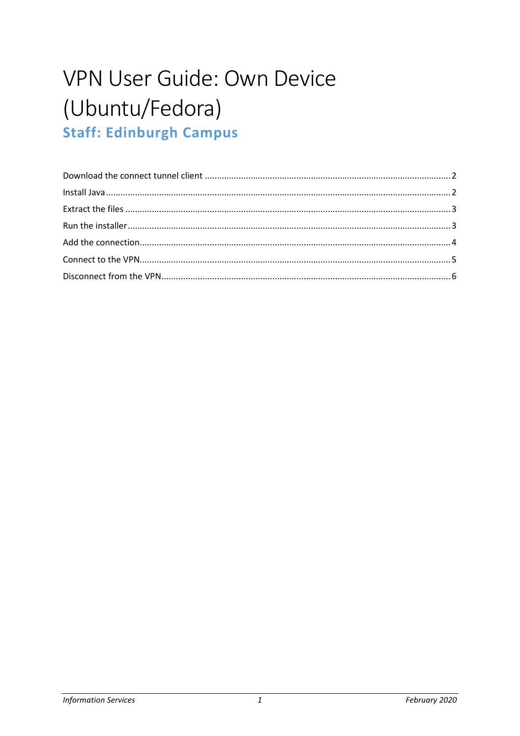# VPN User Guide: Own Device (Ubuntu/Fedora)

## Staff: Edinburgh Campus

Download the connect tunnel client .................................................................................................. 2

Install Java ........................................................................................................................................ 2

Extract the files ................................................................................................................................. 3

Run the installer ................................................................................................................................ 3

Add the connection ........................................................................................................................... 4

Connect to the VPN ........................................................................................................................... 5

Disconnect from the VPN .................................................................................................................. 6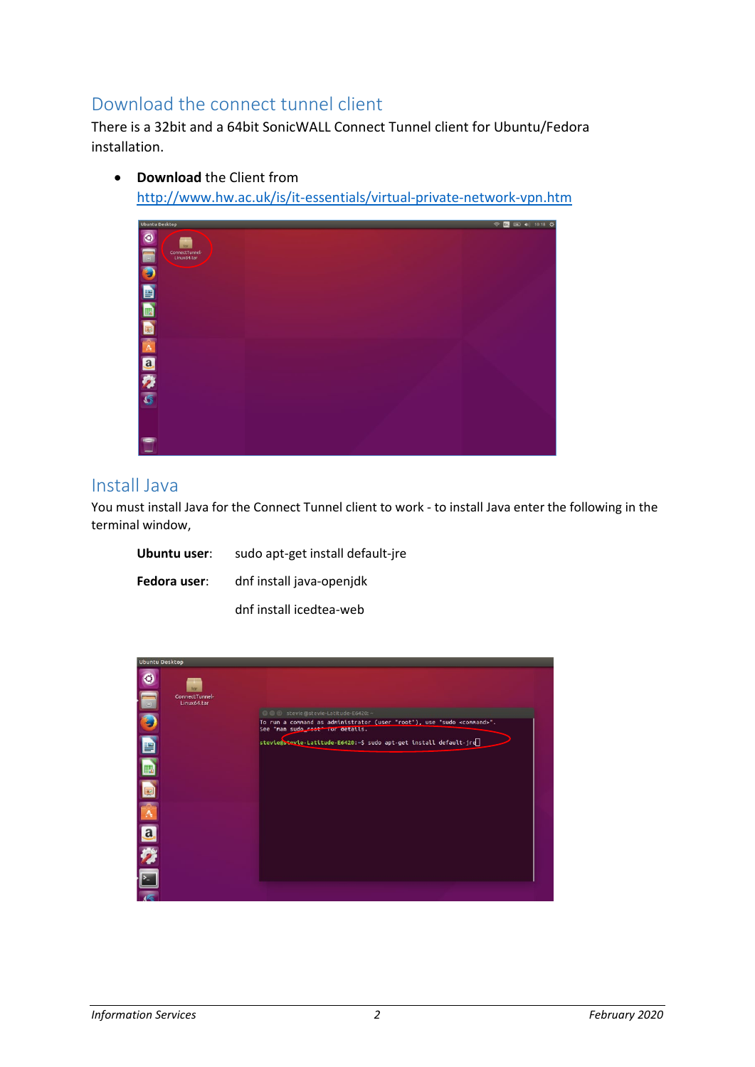## Download the connect tunnel client

There is a 32bit and a 64bit SonicWALL Connect Tunnel client for Ubuntu/Fedora installation.

- **Download** the Client from http://www.hw.ac.uk/is/it-essentials/virtual-private-network-vpn.htm

## Install Java

You must install Java for the Connect Tunnel client to work - to install Java enter the following in the terminal window,

**Ubuntu user**: sudo apt-get install default-jre

**Fedora user**: dnf install java-openjdk

dnf install icedtea-web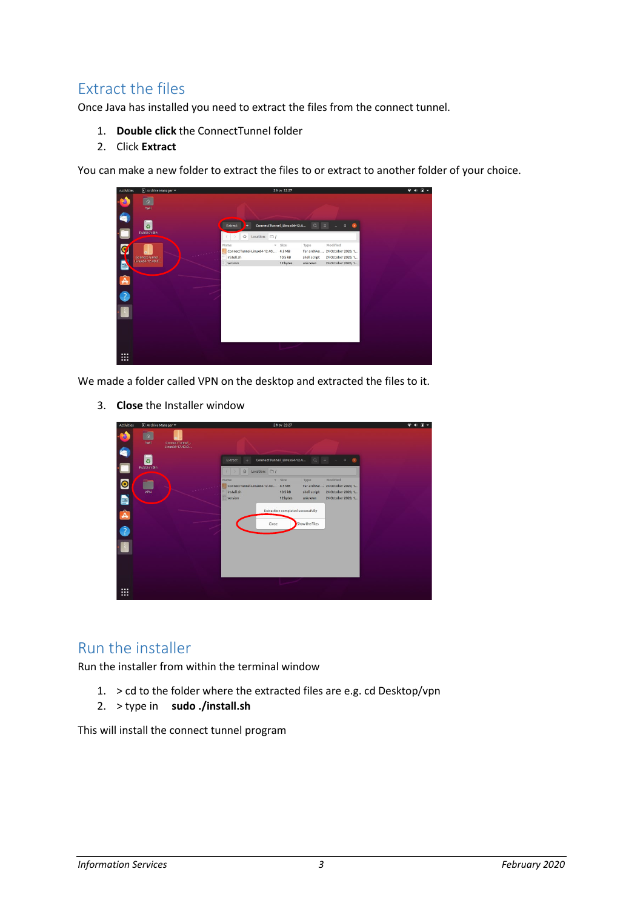## Extract the files

Once Java has installed you need to extract the files from the connect tunnel.

1. **Double click** the ConnectTunnel folder
2. Click **Extract**

You can make a new folder to extract the files to or extract to another folder of your choice.

We made a folder called VPN on the desktop and extracted the files to it.

3. **Close** the Installer window

## Run the installer

Run the installer from within the terminal window

1. > cd to the folder where the extracted files are e.g. cd Desktop/vpn
2. > type in **sudo ./install.sh**

This will install the connect tunnel program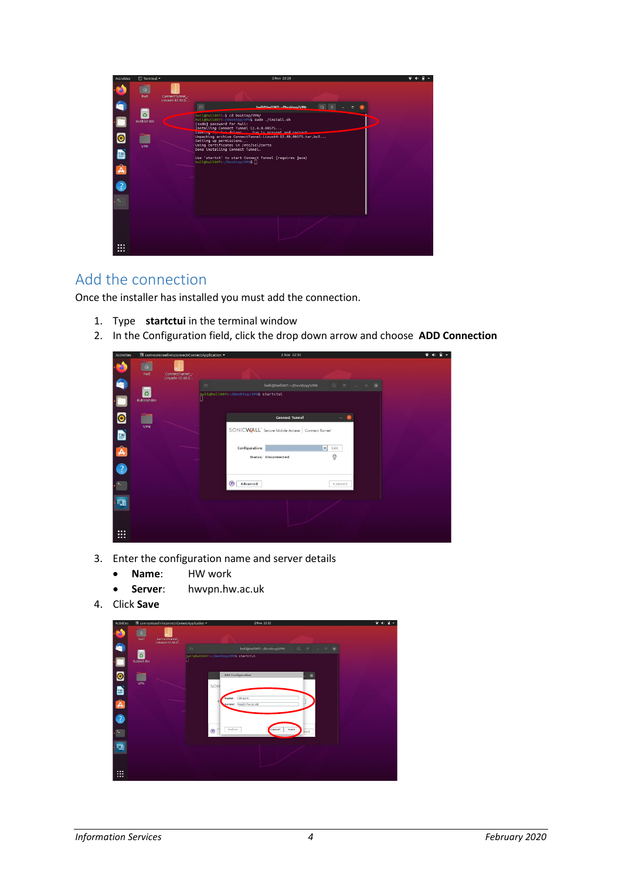## Add the connection

Once the installer has installed you must add the connection.

1. Type **startctui** in the terminal window
2. In the Configuration field, click the drop down arrow and choose **ADD Connection**

3. Enter the configuration name and server details
   - **Name**: HW work
   - **Server**: hwvpn.hw.ac.uk
4. Click **Save**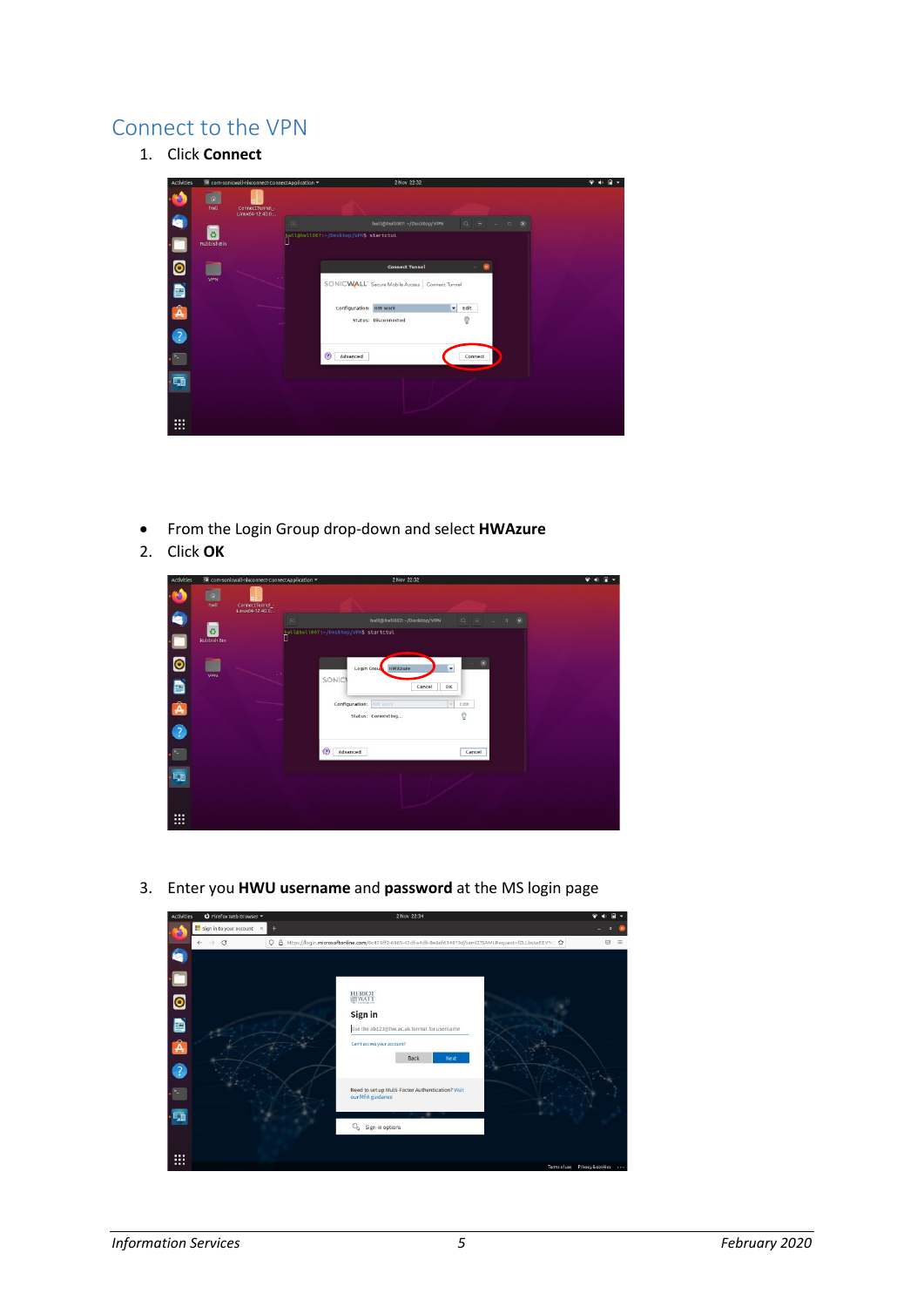## Connect to the VPN

1. Click **Connect**

- From the Login Group drop-down and select **HWAzure**

2. Click **OK**

3. Enter you **HWU username** and **password** at the MS login page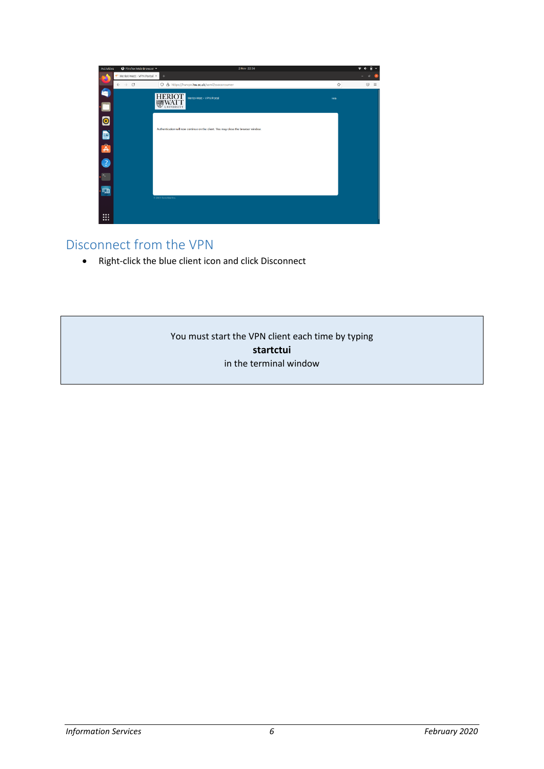## Disconnect from the VPN

- Right-click the blue client icon and click Disconnect

You must start the VPN client each time by typing

**startctui**

in the terminal window